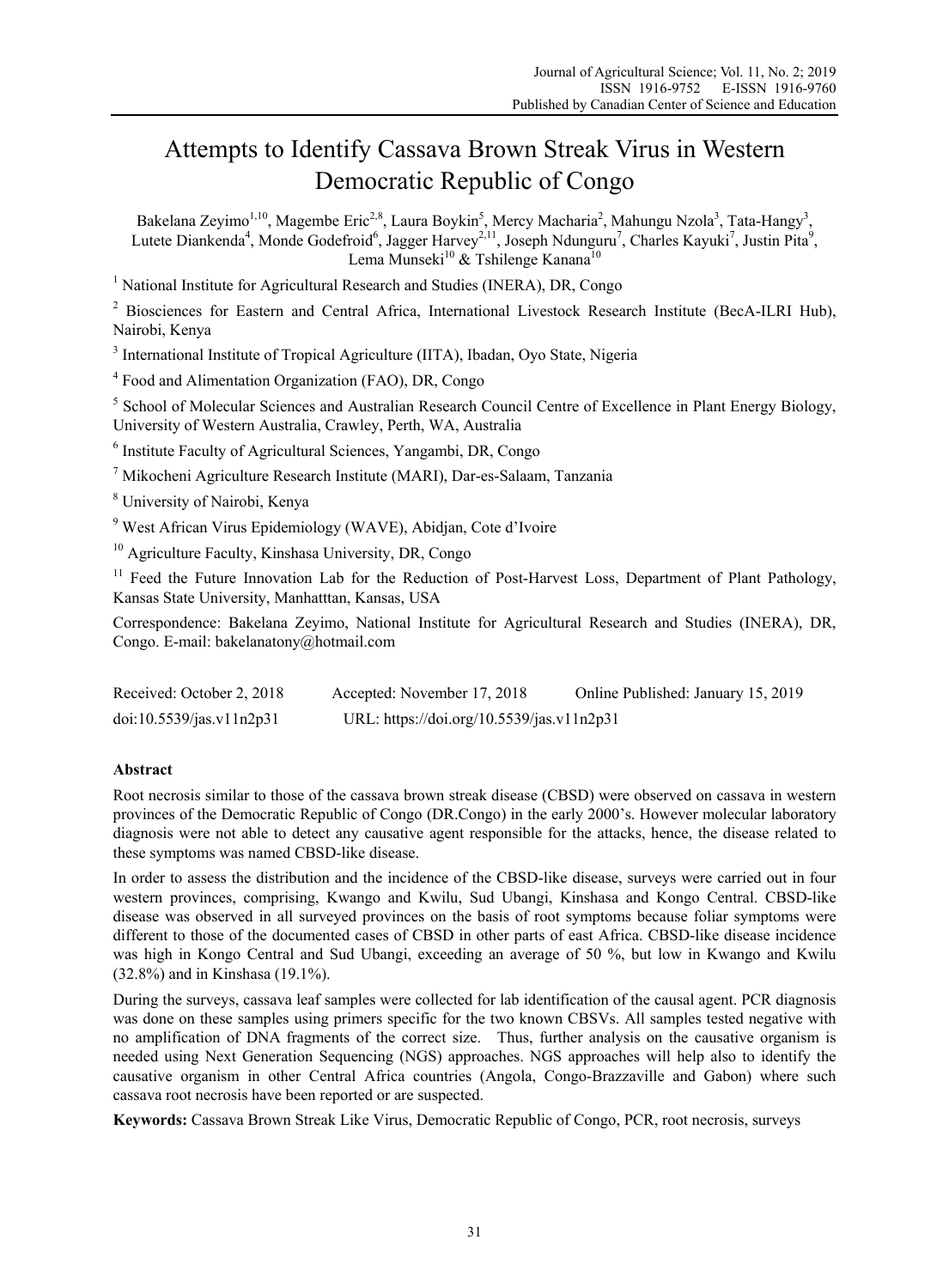# Attempts to Identify Cassava Brown Streak Virus in Western Democratic Republic of Congo

Bakelana Zeyimo[1,10], Magembe Eric[2,8], Laura Boykin[5], Mercy Macharia[2], Mahungu Nzola[3], Tata-Hangy[3], Lutete Diankenda[4], Monde Godefroid[6], Jagger Harvey[2,11], Joseph Ndunguru[7], Charles Kayuki[7], Justin Pita[9], Lema Munseki[10] & Tshilenge Kanana[10]

[1] National Institute for Agricultural Research and Studies (INERA), DR, Congo

[2] Biosciences for Eastern and Central Africa, International Livestock Research Institute (BecA-ILRI Hub), Nairobi, Kenya

[3] International Institute of Tropical Agriculture (IITA), Ibadan, Oyo State, Nigeria

[4] Food and Alimentation Organization (FAO), DR, Congo

[5] School of Molecular Sciences and Australian Research Council Centre of Excellence in Plant Energy Biology, University of Western Australia, Crawley, Perth, WA, Australia

[6] Institute Faculty of Agricultural Sciences, Yangambi, DR, Congo

[7] Mikocheni Agriculture Research Institute (MARI), Dar-es-Salaam, Tanzania

[8] University of Nairobi, Kenya

[9] West African Virus Epidemiology (WAVE), Abidjan, Cote d'Ivoire

[10] Agriculture Faculty, Kinshasa University, DR, Congo

[11] Feed the Future Innovation Lab for the Reduction of Post-Harvest Loss, Department of Plant Pathology, Kansas State University, Manhatttan, Kansas, USA

Correspondence: Bakelana Zeyimo, National Institute for Agricultural Research and Studies (INERA), DR, Congo. E-mail: bakelanatony@hotmail.com

Received: October 2, 2018 Accepted: November 17, 2018 Online Published: January 15, 2019

doi:10.5539/jas.v11n2p31 URL: https://doi.org/10.5539/jas.v11n2p31

## Abstract

Root necrosis similar to those of the cassava brown streak disease (CBSD) were observed on cassava in western provinces of the Democratic Republic of Congo (DR.Congo) in the early 2000's. However molecular laboratory diagnosis were not able to detect any causative agent responsible for the attacks, hence, the disease related to these symptoms was named CBSD-like disease.

In order to assess the distribution and the incidence of the CBSD-like disease, surveys were carried out in four western provinces, comprising, Kwango and Kwilu, Sud Ubangi, Kinshasa and Kongo Central. CBSD-like disease was observed in all surveyed provinces on the basis of root symptoms because foliar symptoms were different to those of the documented cases of CBSD in other parts of east Africa. CBSD-like disease incidence was high in Kongo Central and Sud Ubangi, exceeding an average of 50 %, but low in Kwango and Kwilu (32.8%) and in Kinshasa (19.1%).

During the surveys, cassava leaf samples were collected for lab identification of the causal agent. PCR diagnosis was done on these samples using primers specific for the two known CBSVs. All samples tested negative with no amplification of DNA fragments of the correct size. Thus, further analysis on the causative organism is needed using Next Generation Sequencing (NGS) approaches. NGS approaches will help also to identify the causative organism in other Central Africa countries (Angola, Congo-Brazzaville and Gabon) where such cassava root necrosis have been reported or are suspected.

**Keywords:** Cassava Brown Streak Like Virus, Democratic Republic of Congo, PCR, root necrosis, surveys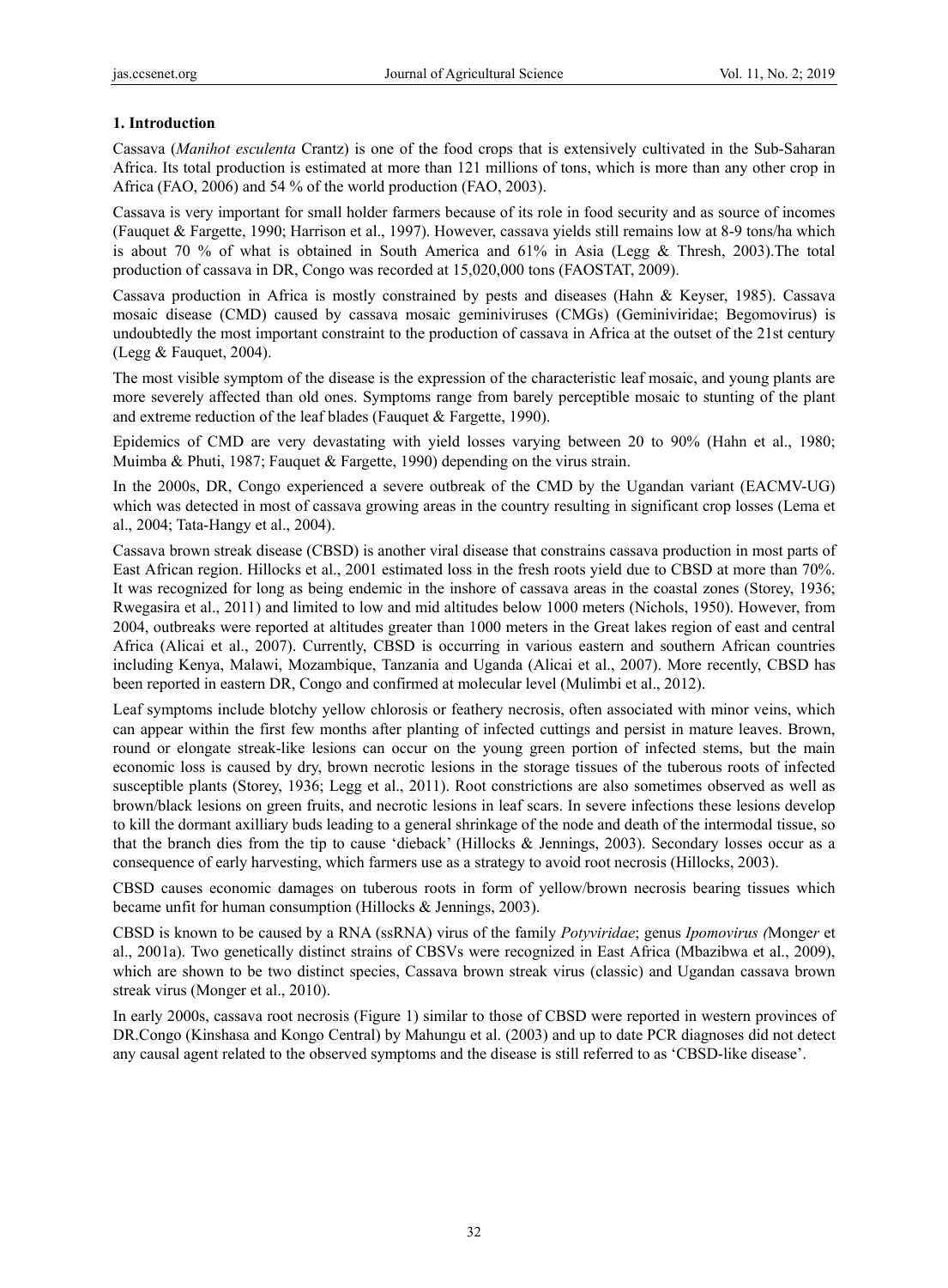## 1. Introduction

Cassava (*Manihot esculenta* Crantz) is one of the food crops that is extensively cultivated in the Sub-Saharan Africa. Its total production is estimated at more than 121 millions of tons, which is more than any other crop in Africa (FAO, 2006) and 54 % of the world production (FAO, 2003).

Cassava is very important for small holder farmers because of its role in food security and as source of incomes (Fauquet & Fargette, 1990; Harrison et al., 1997). However, cassava yields still remains low at 8-9 tons/ha which is about 70 % of what is obtained in South America and 61% in Asia (Legg & Thresh, 2003).The total production of cassava in DR, Congo was recorded at 15,020,000 tons (FAOSTAT, 2009).

Cassava production in Africa is mostly constrained by pests and diseases (Hahn & Keyser, 1985). Cassava mosaic disease (CMD) caused by cassava mosaic geminiviruses (CMGs) (Geminiviridae; Begomovirus) is undoubtedly the most important constraint to the production of cassava in Africa at the outset of the 21st century (Legg & Fauquet, 2004).

The most visible symptom of the disease is the expression of the characteristic leaf mosaic, and young plants are more severely affected than old ones. Symptoms range from barely perceptible mosaic to stunting of the plant and extreme reduction of the leaf blades (Fauquet & Fargette, 1990).

Epidemics of CMD are very devastating with yield losses varying between 20 to 90% (Hahn et al., 1980; Muimba & Phuti, 1987; Fauquet & Fargette, 1990) depending on the virus strain.

In the 2000s, DR, Congo experienced a severe outbreak of the CMD by the Ugandan variant (EACMV-UG) which was detected in most of cassava growing areas in the country resulting in significant crop losses (Lema et al., 2004; Tata-Hangy et al., 2004).

Cassava brown streak disease (CBSD) is another viral disease that constrains cassava production in most parts of East African region. Hillocks et al., 2001 estimated loss in the fresh roots yield due to CBSD at more than 70%. It was recognized for long as being endemic in the inshore of cassava areas in the coastal zones (Storey, 1936; Rwegasira et al., 2011) and limited to low and mid altitudes below 1000 meters (Nichols, 1950). However, from 2004, outbreaks were reported at altitudes greater than 1000 meters in the Great lakes region of east and central Africa (Alicai et al., 2007). Currently, CBSD is occurring in various eastern and southern African countries including Kenya, Malawi, Mozambique, Tanzania and Uganda (Alicai et al., 2007). More recently, CBSD has been reported in eastern DR, Congo and confirmed at molecular level (Mulimbi et al., 2012).

Leaf symptoms include blotchy yellow chlorosis or feathery necrosis, often associated with minor veins, which can appear within the first few months after planting of infected cuttings and persist in mature leaves. Brown, round or elongate streak-like lesions can occur on the young green portion of infected stems, but the main economic loss is caused by dry, brown necrotic lesions in the storage tissues of the tuberous roots of infected susceptible plants (Storey, 1936; Legg et al., 2011). Root constrictions are also sometimes observed as well as brown/black lesions on green fruits, and necrotic lesions in leaf scars. In severe infections these lesions develop to kill the dormant axilliary buds leading to a general shrinkage of the node and death of the intermodal tissue, so that the branch dies from the tip to cause 'dieback' (Hillocks & Jennings, 2003). Secondary losses occur as a consequence of early harvesting, which farmers use as a strategy to avoid root necrosis (Hillocks, 2003).

CBSD causes economic damages on tuberous roots in form of yellow/brown necrosis bearing tissues which became unfit for human consumption (Hillocks & Jennings, 2003).

CBSD is known to be caused by a RNA (ssRNA) virus of the family *Potyviridae*; genus *Ipomovirus (*Monger et al., 2001a). Two genetically distinct strains of CBSVs were recognized in East Africa (Mbazibwa et al., 2009), which are shown to be two distinct species, Cassava brown streak virus (classic) and Ugandan cassava brown streak virus (Monger et al., 2010).

In early 2000s, cassava root necrosis (Figure 1) similar to those of CBSD were reported in western provinces of DR.Congo (Kinshasa and Kongo Central) by Mahungu et al. (2003) and up to date PCR diagnoses did not detect any causal agent related to the observed symptoms and the disease is still referred to as 'CBSD-like disease'.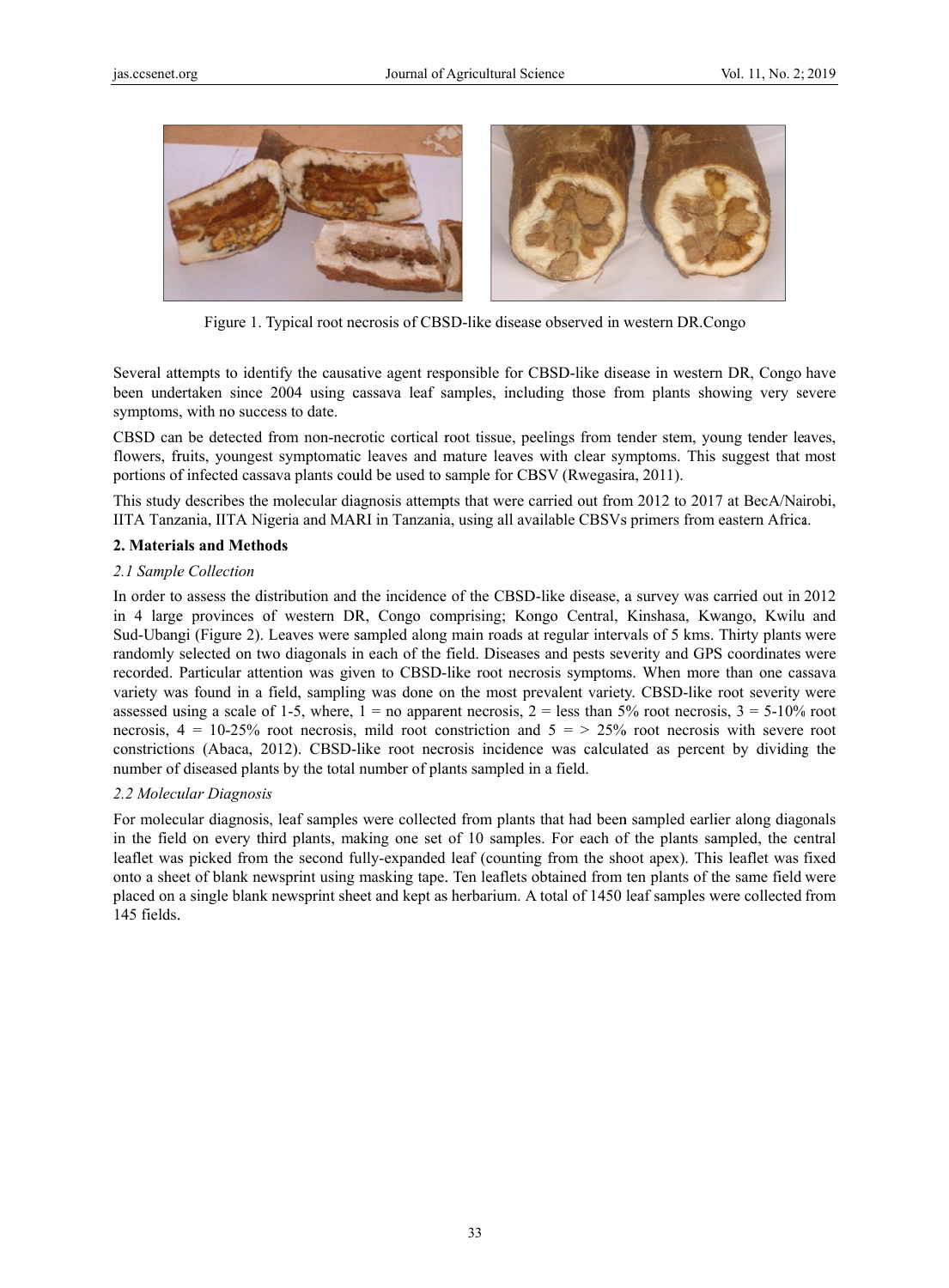Figure 1. Typical root necrosis of CBSD-like disease observed in western DR.Congo

Several attempts to identify the causative agent responsible for CBSD-like disease in western DR, Congo have been undertaken since 2004 using cassava leaf samples, including those from plants showing very severe symptoms, with no success to date.

CBSD can be detected from non-necrotic cortical root tissue, peelings from tender stem, young tender leaves, flowers, fruits, youngest symptomatic leaves and mature leaves with clear symptoms. This suggest that most portions of infected cassava plants could be used to sample for CBSV (Rwegasira, 2011).

This study describes the molecular diagnosis attempts that were carried out from 2012 to 2017 at BecA/Nairobi, IITA Tanzania, IITA Nigeria and MARI in Tanzania, using all available CBSVs primers from eastern Africa.

## 2. Materials and Methods

### *2.1 Sample Collection*

In order to assess the distribution and the incidence of the CBSD-like disease, a survey was carried out in 2012 in 4 large provinces of western DR, Congo comprising; Kongo Central, Kinshasa, Kwango, Kwilu and Sud-Ubangi (Figure 2). Leaves were sampled along main roads at regular intervals of 5 kms. Thirty plants were randomly selected on two diagonals in each of the field. Diseases and pests severity and GPS coordinates were recorded. Particular attention was given to CBSD-like root necrosis symptoms. When more than one cassava variety was found in a field, sampling was done on the most prevalent variety. CBSD-like root severity were assessed using a scale of 1-5, where, 1 = no apparent necrosis, 2 = less than 5% root necrosis, 3 = 5-10% root necrosis, 4 = 10-25% root necrosis, mild root constriction and 5 = > 25% root necrosis with severe root constrictions (Abaca, 2012). CBSD-like root necrosis incidence was calculated as percent by dividing the number of diseased plants by the total number of plants sampled in a field.

### *2.2 Molecular Diagnosis*

For molecular diagnosis, leaf samples were collected from plants that had been sampled earlier along diagonals in the field on every third plants, making one set of 10 samples. For each of the plants sampled, the central leaflet was picked from the second fully-expanded leaf (counting from the shoot apex). This leaflet was fixed onto a sheet of blank newsprint using masking tape. Ten leaflets obtained from ten plants of the same field were placed on a single blank newsprint sheet and kept as herbarium. A total of 1450 leaf samples were collected from 145 fields.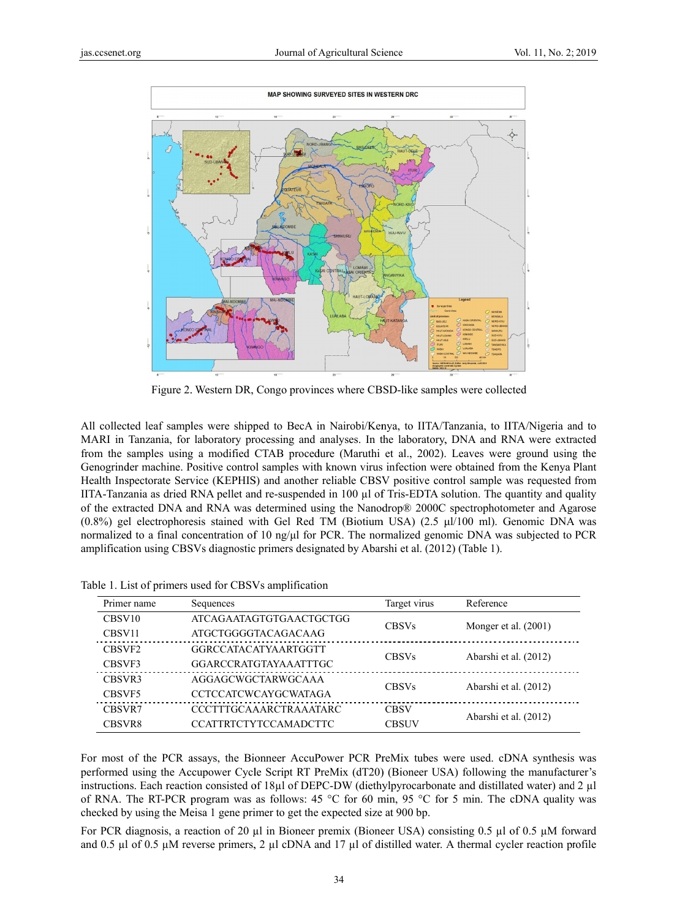Figure 2. Western DR, Congo provinces where CBSD-like samples were collected

All collected leaf samples were shipped to BecA in Nairobi/Kenya, to IITA/Tanzania, to IITA/Nigeria and to MARI in Tanzania, for laboratory processing and analyses. In the laboratory, DNA and RNA were extracted from the samples using a modified CTAB procedure (Maruthi et al., 2002). Leaves were ground using the Genogrinder machine. Positive control samples with known virus infection were obtained from the Kenya Plant Health Inspectorate Service (KEPHIS) and another reliable CBSV positive control sample was requested from IITA-Tanzania as dried RNA pellet and re-suspended in 100 µl of Tris-EDTA solution. The quantity and quality of the extracted DNA and RNA was determined using the Nanodrop® 2000C spectrophotometer and Agarose (0.8%) gel electrophoresis stained with Gel Red TM (Biotium USA) (2.5 µl/100 ml). Genomic DNA was normalized to a final concentration of 10 ng/µl for PCR. The normalized genomic DNA was subjected to PCR amplification using CBSVs diagnostic primers designated by Abarshi et al. (2012) (Table 1).

Table 1. List of primers used for CBSVs amplification

| Primer name | Sequences | Target virus | Reference |
|---|---|---|---|
| CBSV10 | ATCAGAATAGTGTGAACTGCTGG | CBSVs | Monger et al. (2001) |
| CBSV11 | ATGCTGGGGTACAGACAAG | | |
| CBSVF2 | GGRCCATACATYAARTGGTT | CBSVs | Abarshi et al. (2012) |
| CBSVF3 | GGARCCRATGTAYAAATTTGC | | |
| CBSVR3 | AGGAGCWGCTARWGCAAA | CBSVs | Abarshi et al. (2012) |
| CBSVF5 | CCTCCATCWCAYGCWATAGA | | |
| CBSVR7 | CCCTTTGCAAARCTRAAATARC | CBSV | Abarshi et al. (2012) |
| CBSVR8 | CCATTRTCTYTCCAMADCTTC | CBSUV | |

For most of the PCR assays, the Bionneer AccuPower PCR PreMix tubes were used. cDNA synthesis was performed using the Accupower Cycle Script RT PreMix (dT20) (Bioneer USA) following the manufacturer's instructions. Each reaction consisted of 18µl of DEPC-DW (diethylpyrocarbonate and distillated water) and 2 µl of RNA. The RT-PCR program was as follows: 45 °C for 60 min, 95 °C for 5 min. The cDNA quality was checked by using the Meisa 1 gene primer to get the expected size at 900 bp.

For PCR diagnosis, a reaction of 20 µl in Bioneer premix (Bioneer USA) consisting 0.5 µl of 0.5 µM forward and 0.5 µl of 0.5 µM reverse primers, 2 µl cDNA and 17 µl of distilled water. A thermal cycler reaction profile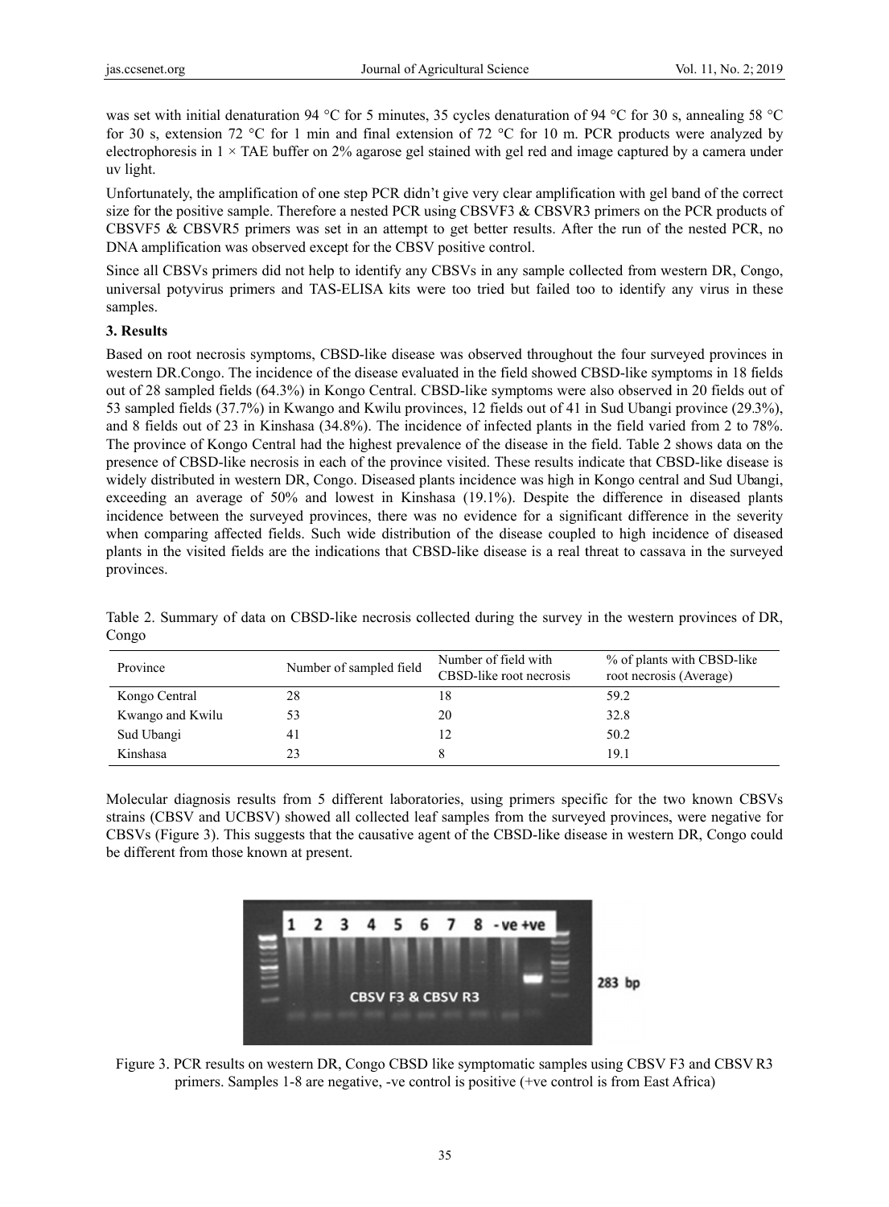was set with initial denaturation 94 °C for 5 minutes, 35 cycles denaturation of 94 °C for 30 s, annealing 58 °C for 30 s, extension 72 °C for 1 min and final extension of 72 °C for 10 m. PCR products were analyzed by electrophoresis in 1 × TAE buffer on 2% agarose gel stained with gel red and image captured by a camera under uv light.

Unfortunately, the amplification of one step PCR didn't give very clear amplification with gel band of the correct size for the positive sample. Therefore a nested PCR using CBSVF3 & CBSVR3 primers on the PCR products of CBSVF5 & CBSVR5 primers was set in an attempt to get better results. After the run of the nested PCR, no DNA amplification was observed except for the CBSV positive control.

Since all CBSVs primers did not help to identify any CBSVs in any sample collected from western DR, Congo, universal potyvirus primers and TAS-ELISA kits were too tried but failed too to identify any virus in these samples.

## 3. Results

Based on root necrosis symptoms, CBSD-like disease was observed throughout the four surveyed provinces in western DR.Congo. The incidence of the disease evaluated in the field showed CBSD-like symptoms in 18 fields out of 28 sampled fields (64.3%) in Kongo Central. CBSD-like symptoms were also observed in 20 fields out of 53 sampled fields (37.7%) in Kwango and Kwilu provinces, 12 fields out of 41 in Sud Ubangi province (29.3%), and 8 fields out of 23 in Kinshasa (34.8%). The incidence of infected plants in the field varied from 2 to 78%. The province of Kongo Central had the highest prevalence of the disease in the field. Table 2 shows data on the presence of CBSD-like necrosis in each of the province visited. These results indicate that CBSD-like disease is widely distributed in western DR, Congo. Diseased plants incidence was high in Kongo central and Sud Ubangi, exceeding an average of 50% and lowest in Kinshasa (19.1%). Despite the difference in diseased plants incidence between the surveyed provinces, there was no evidence for a significant difference in the severity when comparing affected fields. Such wide distribution of the disease coupled to high incidence of diseased plants in the visited fields are the indications that CBSD-like disease is a real threat to cassava in the surveyed provinces.

Table 2. Summary of data on CBSD-like necrosis collected during the survey in the western provinces of DR, Congo

| Province | Number of sampled field | Number of field with CBSD-like root necrosis | % of plants with CBSD-like root necrosis (Average) |
|---|---|---|---|
| Kongo Central | 28 | 18 | 59.2 |
| Kwango and Kwilu | 53 | 20 | 32.8 |
| Sud Ubangi | 41 | 12 | 50.2 |
| Kinshasa | 23 | 8 | 19.1 |

Molecular diagnosis results from 5 different laboratories, using primers specific for the two known CBSVs strains (CBSV and UCBSV) showed all collected leaf samples from the surveyed provinces, were negative for CBSVs (Figure 3). This suggests that the causative agent of the CBSD-like disease in western DR, Congo could be different from those known at present.

Figure 3. PCR results on western DR, Congo CBSD like symptomatic samples using CBSV F3 and CBSV R3 primers. Samples 1-8 are negative, -ve control is positive (+ve control is from East Africa)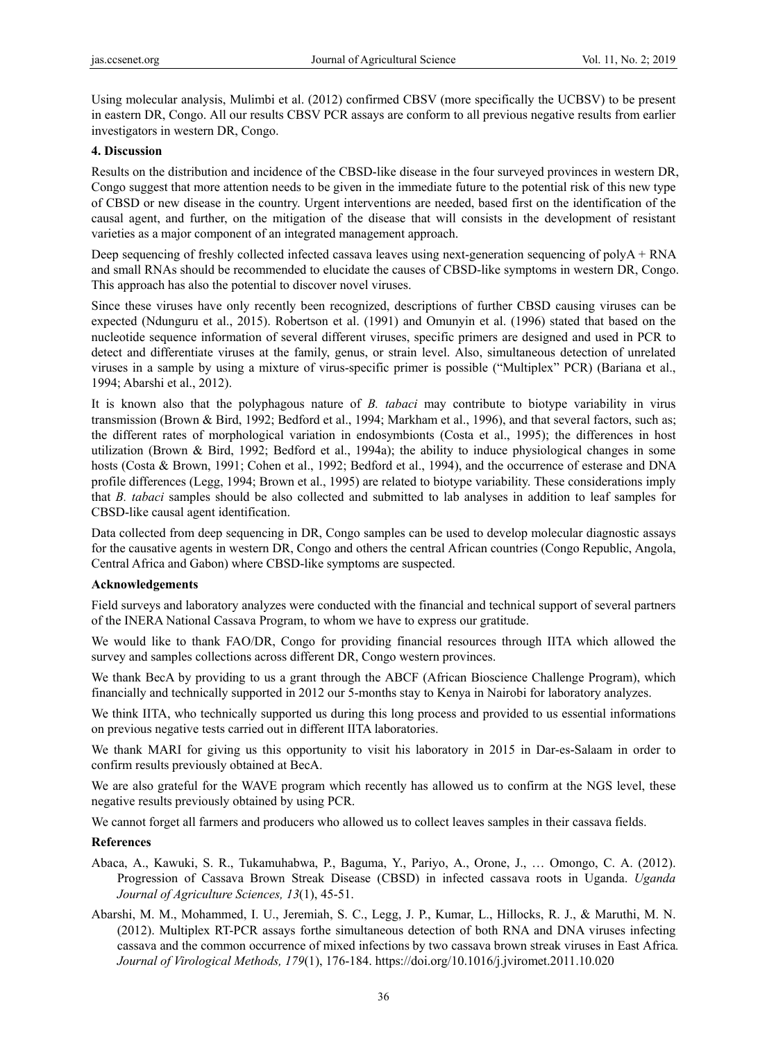Using molecular analysis, Mulimbi et al. (2012) confirmed CBSV (more specifically the UCBSV) to be present in eastern DR, Congo. All our results CBSV PCR assays are conform to all previous negative results from earlier investigators in western DR, Congo.

## 4. Discussion

Results on the distribution and incidence of the CBSD-like disease in the four surveyed provinces in western DR, Congo suggest that more attention needs to be given in the immediate future to the potential risk of this new type of CBSD or new disease in the country. Urgent interventions are needed, based first on the identification of the causal agent, and further, on the mitigation of the disease that will consists in the development of resistant varieties as a major component of an integrated management approach.

Deep sequencing of freshly collected infected cassava leaves using next-generation sequencing of polyA + RNA and small RNAs should be recommended to elucidate the causes of CBSD-like symptoms in western DR, Congo. This approach has also the potential to discover novel viruses.

Since these viruses have only recently been recognized, descriptions of further CBSD causing viruses can be expected (Ndunguru et al., 2015). Robertson et al. (1991) and Omunyin et al. (1996) stated that based on the nucleotide sequence information of several different viruses, specific primers are designed and used in PCR to detect and differentiate viruses at the family, genus, or strain level. Also, simultaneous detection of unrelated viruses in a sample by using a mixture of virus-specific primer is possible ("Multiplex" PCR) (Bariana et al., 1994; Abarshi et al., 2012).

It is known also that the polyphagous nature of *B. tabaci* may contribute to biotype variability in virus transmission (Brown & Bird, 1992; Bedford et al., 1994; Markham et al., 1996), and that several factors, such as; the different rates of morphological variation in endosymbionts (Costa et al., 1995); the differences in host utilization (Brown & Bird, 1992; Bedford et al., 1994a); the ability to induce physiological changes in some hosts (Costa & Brown, 1991; Cohen et al., 1992; Bedford et al., 1994), and the occurrence of esterase and DNA profile differences (Legg, 1994; Brown et al., 1995) are related to biotype variability. These considerations imply that *B. tabaci* samples should be also collected and submitted to lab analyses in addition to leaf samples for CBSD-like causal agent identification.

Data collected from deep sequencing in DR, Congo samples can be used to develop molecular diagnostic assays for the causative agents in western DR, Congo and others the central African countries (Congo Republic, Angola, Central Africa and Gabon) where CBSD-like symptoms are suspected.

## Acknowledgements

Field surveys and laboratory analyzes were conducted with the financial and technical support of several partners of the INERA National Cassava Program, to whom we have to express our gratitude.

We would like to thank FAO/DR, Congo for providing financial resources through IITA which allowed the survey and samples collections across different DR, Congo western provinces.

We thank BecA by providing to us a grant through the ABCF (African Bioscience Challenge Program), which financially and technically supported in 2012 our 5-months stay to Kenya in Nairobi for laboratory analyzes.

We think IITA, who technically supported us during this long process and provided to us essential informations on previous negative tests carried out in different IITA laboratories.

We thank MARI for giving us this opportunity to visit his laboratory in 2015 in Dar-es-Salaam in order to confirm results previously obtained at BecA.

We are also grateful for the WAVE program which recently has allowed us to confirm at the NGS level, these negative results previously obtained by using PCR.

We cannot forget all farmers and producers who allowed us to collect leaves samples in their cassava fields.

## References

Abaca, A., Kawuki, S. R., Tukamuhabwa, P., Baguma, Y., Pariyo, A., Orone, J., … Omongo, C. A. (2012). Progression of Cassava Brown Streak Disease (CBSD) in infected cassava roots in Uganda. *Uganda Journal of Agriculture Sciences, 13*(1), 45-51.

Abarshi, M. M., Mohammed, I. U., Jeremiah, S. C., Legg, J. P., Kumar, L., Hillocks, R. J., & Maruthi, M. N. (2012). Multiplex RT-PCR assays forthe simultaneous detection of both RNA and DNA viruses infecting cassava and the common occurrence of mixed infections by two cassava brown streak viruses in East Africa. *Journal of Virological Methods, 179*(1), 176-184. https://doi.org/10.1016/j.jviromet.2011.10.020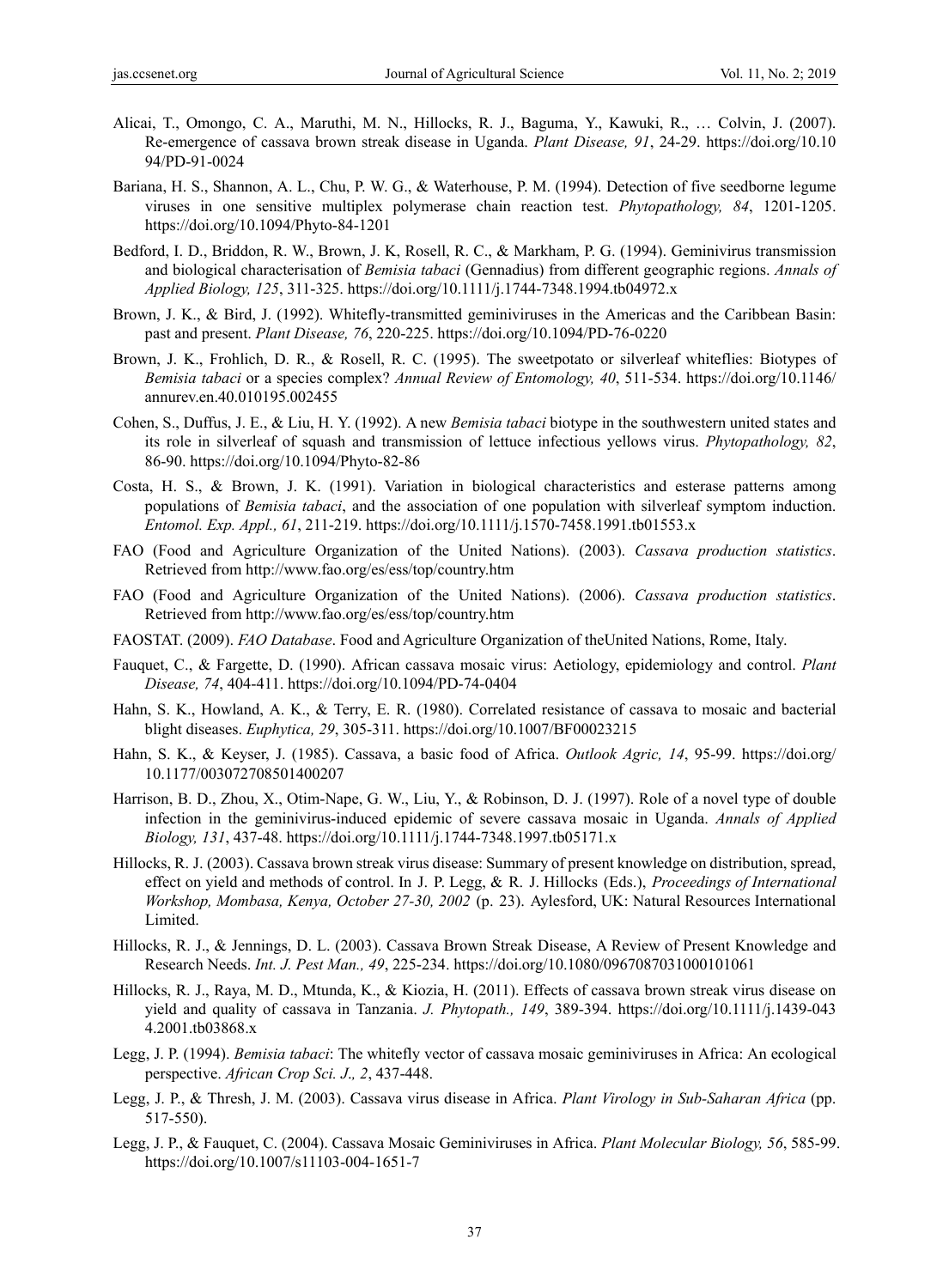Alicai, T., Omongo, C. A., Maruthi, M. N., Hillocks, R. J., Baguma, Y., Kawuki, R., … Colvin, J. (2007). Re-emergence of cassava brown streak disease in Uganda. *Plant Disease, 91*, 24-29. https://doi.org/10.1094/PD-91-0024

Bariana, H. S., Shannon, A. L., Chu, P. W. G., & Waterhouse, P. M. (1994). Detection of five seedborne legume viruses in one sensitive multiplex polymerase chain reaction test. *Phytopathology, 84*, 1201-1205. https://doi.org/10.1094/Phyto-84-1201

Bedford, I. D., Briddon, R. W., Brown, J. K, Rosell, R. C., & Markham, P. G. (1994). Geminivirus transmission and biological characterisation of *Bemisia tabaci* (Gennadius) from different geographic regions. *Annals of Applied Biology, 125*, 311-325. https://doi.org/10.1111/j.1744-7348.1994.tb04972.x

Brown, J. K., & Bird, J. (1992). Whitefly-transmitted geminiviruses in the Americas and the Caribbean Basin: past and present. *Plant Disease, 76*, 220-225. https://doi.org/10.1094/PD-76-0220

Brown, J. K., Frohlich, D. R., & Rosell, R. C. (1995). The sweetpotato or silverleaf whiteflies: Biotypes of *Bemisia tabaci* or a species complex? *Annual Review of Entomology, 40*, 511-534. https://doi.org/10.1146/annurev.en.40.010195.002455

Cohen, S., Duffus, J. E., & Liu, H. Y. (1992). A new *Bemisia tabaci* biotype in the southwestern united states and its role in silverleaf of squash and transmission of lettuce infectious yellows virus. *Phytopathology, 82*, 86-90. https://doi.org/10.1094/Phyto-82-86

Costa, H. S., & Brown, J. K. (1991). Variation in biological characteristics and esterase patterns among populations of *Bemisia tabaci*, and the association of one population with silverleaf symptom induction. *Entomol. Exp. Appl., 61*, 211-219. https://doi.org/10.1111/j.1570-7458.1991.tb01553.x

FAO (Food and Agriculture Organization of the United Nations). (2003). *Cassava production statistics*. Retrieved from http://www.fao.org/es/ess/top/country.htm

FAO (Food and Agriculture Organization of the United Nations). (2006). *Cassava production statistics*. Retrieved from http://www.fao.org/es/ess/top/country.htm

FAOSTAT. (2009). *FAO Database*. Food and Agriculture Organization of theUnited Nations, Rome, Italy.

Fauquet, C., & Fargette, D. (1990). African cassava mosaic virus: Aetiology, epidemiology and control. *Plant Disease, 74*, 404-411. https://doi.org/10.1094/PD-74-0404

Hahn, S. K., Howland, A. K., & Terry, E. R. (1980). Correlated resistance of cassava to mosaic and bacterial blight diseases. *Euphytica, 29*, 305-311. https://doi.org/10.1007/BF00023215

Hahn, S. K., & Keyser, J. (1985). Cassava, a basic food of Africa. *Outlook Agric, 14*, 95-99. https://doi.org/10.1177/003072708501400207

Harrison, B. D., Zhou, X., Otim-Nape, G. W., Liu, Y., & Robinson, D. J. (1997). Role of a novel type of double infection in the geminivirus-induced epidemic of severe cassava mosaic in Uganda. *Annals of Applied Biology, 131*, 437-48. https://doi.org/10.1111/j.1744-7348.1997.tb05171.x

Hillocks, R. J. (2003). Cassava brown streak virus disease: Summary of present knowledge on distribution, spread, effect on yield and methods of control. In J. P. Legg, & R. J. Hillocks (Eds.), *Proceedings of International Workshop, Mombasa, Kenya, October 27-30, 2002* (p. 23). Aylesford, UK: Natural Resources International Limited.

Hillocks, R. J., & Jennings, D. L. (2003). Cassava Brown Streak Disease, A Review of Present Knowledge and Research Needs. *Int. J. Pest Man., 49*, 225-234. https://doi.org/10.1080/0967087031000101061

Hillocks, R. J., Raya, M. D., Mtunda, K., & Kiozia, H. (2011). Effects of cassava brown streak virus disease on yield and quality of cassava in Tanzania. *J. Phytopath., 149*, 389-394. https://doi.org/10.1111/j.1439-0434.2001.tb03868.x

Legg, J. P. (1994). *Bemisia tabaci*: The whitefly vector of cassava mosaic geminiviruses in Africa: An ecological perspective. *African Crop Sci. J., 2*, 437-448.

Legg, J. P., & Thresh, J. M. (2003). Cassava virus disease in Africa. *Plant Virology in Sub-Saharan Africa* (pp. 517-550).

Legg, J. P., & Fauquet, C. (2004). Cassava Mosaic Geminiviruses in Africa. *Plant Molecular Biology, 56*, 585-99. https://doi.org/10.1007/s11103-004-1651-7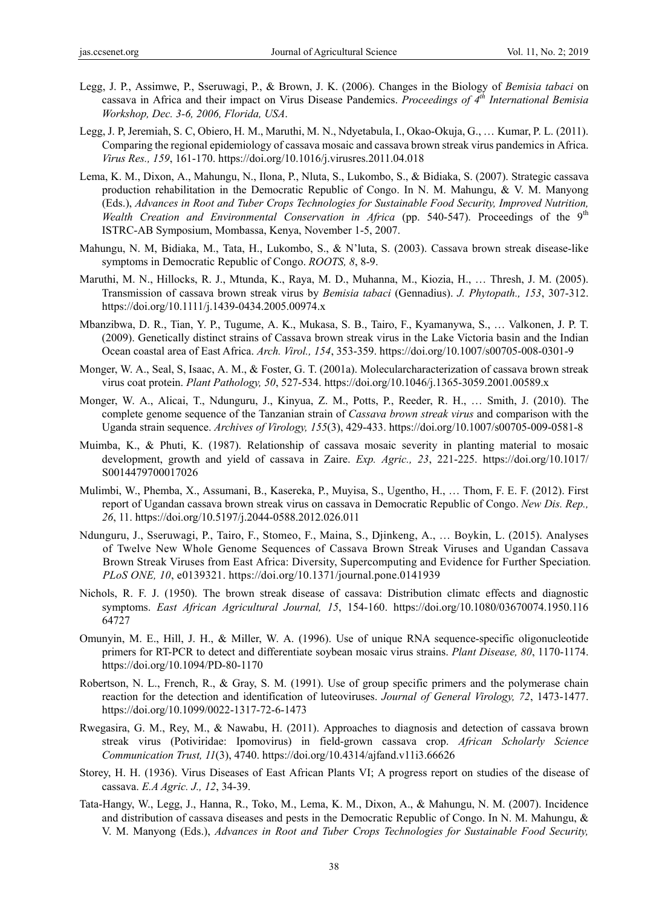Legg, J. P., Assimwe, P., Sseruwagi, P., & Brown, J. K. (2006). Changes in the Biology of *Bemisia tabaci* on cassava in Africa and their impact on Virus Disease Pandemics. *Proceedings of 4th International Bemisia Workshop, Dec. 3-6, 2006, Florida, USA*.

Legg, J. P, Jeremiah, S. C, Obiero, H. M., Maruthi, M. N., Ndyetabula, I., Okao-Okuja, G., … Kumar, P. L. (2011). Comparing the regional epidemiology of cassava mosaic and cassava brown streak virus pandemics in Africa. *Virus Res., 159*, 161-170. https://doi.org/10.1016/j.virusres.2011.04.018

Lema, K. M., Dixon, A., Mahungu, N., Ilona, P., Nluta, S., Lukombo, S., & Bidiaka, S. (2007). Strategic cassava production rehabilitation in the Democratic Republic of Congo. In N. M. Mahungu, & V. M. Manyong (Eds.), *Advances in Root and Tuber Crops Technologies for Sustainable Food Security, Improved Nutrition, Wealth Creation and Environmental Conservation in Africa* (pp. 540-547). Proceedings of the 9th ISTRC-AB Symposium, Mombassa, Kenya, November 1-5, 2007.

Mahungu, N. M, Bidiaka, M., Tata, H., Lukombo, S., & N'luta, S. (2003). Cassava brown streak disease-like symptoms in Democratic Republic of Congo. *ROOTS, 8*, 8-9.

Maruthi, M. N., Hillocks, R. J., Mtunda, K., Raya, M. D., Muhanna, M., Kiozia, H., … Thresh, J. M. (2005). Transmission of cassava brown streak virus by *Bemisia tabaci* (Gennadius). *J. Phytopath., 153*, 307-312. https://doi.org/10.1111/j.1439-0434.2005.00974.x

Mbanzibwa, D. R., Tian, Y. P., Tugume, A. K., Mukasa, S. B., Tairo, F., Kyamanywa, S., … Valkonen, J. P. T. (2009). Genetically distinct strains of Cassava brown streak virus in the Lake Victoria basin and the Indian Ocean coastal area of East Africa. *Arch. Virol., 154*, 353-359. https://doi.org/10.1007/s00705-008-0301-9

Monger, W. A., Seal, S, Isaac, A. M., & Foster, G. T. (2001a). Molecularcharacterization of cassava brown streak virus coat protein. *Plant Pathology, 50*, 527-534. https://doi.org/10.1046/j.1365-3059.2001.00589.x

Monger, W. A., Alicai, T., Ndunguru, J., Kinyua, Z. M., Potts, P., Reeder, R. H., … Smith, J. (2010). The complete genome sequence of the Tanzanian strain of *Cassava brown streak virus* and comparison with the Uganda strain sequence. *Archives of Virology, 155*(3), 429-433. https://doi.org/10.1007/s00705-009-0581-8

Muimba, K., & Phuti, K. (1987). Relationship of cassava mosaic severity in planting material to mosaic development, growth and yield of cassava in Zaire. *Exp. Agric., 23*, 221-225. https://doi.org/10.1017/S0014479700017026

Mulimbi, W., Phemba, X., Assumani, B., Kasereka, P., Muyisa, S., Ugentho, H., … Thom, F. E. F. (2012). First report of Ugandan cassava brown streak virus on cassava in Democratic Republic of Congo. *New Dis. Rep., 26*, 11. https://doi.org/10.5197/j.2044-0588.2012.026.011

Ndunguru, J., Sseruwagi, P., Tairo, F., Stomeo, F., Maina, S., Djinkeng, A., … Boykin, L. (2015). Analyses of Twelve New Whole Genome Sequences of Cassava Brown Streak Viruses and Ugandan Cassava Brown Streak Viruses from East Africa: Diversity, Supercomputing and Evidence for Further Speciation. *PLoS ONE, 10*, e0139321. https://doi.org/10.1371/journal.pone.0141939

Nichols, R. F. J. (1950). The brown streak disease of cassava: Distribution climatc effects and diagnostic symptoms. *East African Agricultural Journal, 15*, 154-160. https://doi.org/10.1080/03670074.1950.11664727

Omunyin, M. E., Hill, J. H., & Miller, W. A. (1996). Use of unique RNA sequence-specific oligonucleotide primers for RT-PCR to detect and differentiate soybean mosaic virus strains. *Plant Disease, 80*, 1170-1174. https://doi.org/10.1094/PD-80-1170

Robertson, N. L., French, R., & Gray, S. M. (1991). Use of group specific primers and the polymerase chain reaction for the detection and identification of luteoviruses. *Journal of General Virology, 72*, 1473-1477. https://doi.org/10.1099/0022-1317-72-6-1473

Rwegasira, G. M., Rey, M., & Nawabu, H. (2011). Approaches to diagnosis and detection of cassava brown streak virus (Potiviridae: Ipomovirus) in field-grown cassava crop. *African Scholarly Science Communication Trust, 11*(3), 4740. https://doi.org/10.4314/ajfand.v11i3.66626

Storey, H. H. (1936). Virus Diseases of East African Plants VI; A progress report on studies of the disease of cassava. *E.A Agric. J., 12*, 34-39.

Tata-Hangy, W., Legg, J., Hanna, R., Toko, M., Lema, K. M., Dixon, A., & Mahungu, N. M. (2007). Incidence and distribution of cassava diseases and pests in the Democratic Republic of Congo. In N. M. Mahungu, & V. M. Manyong (Eds.), *Advances in Root and Tuber Crops Technologies for Sustainable Food Security,*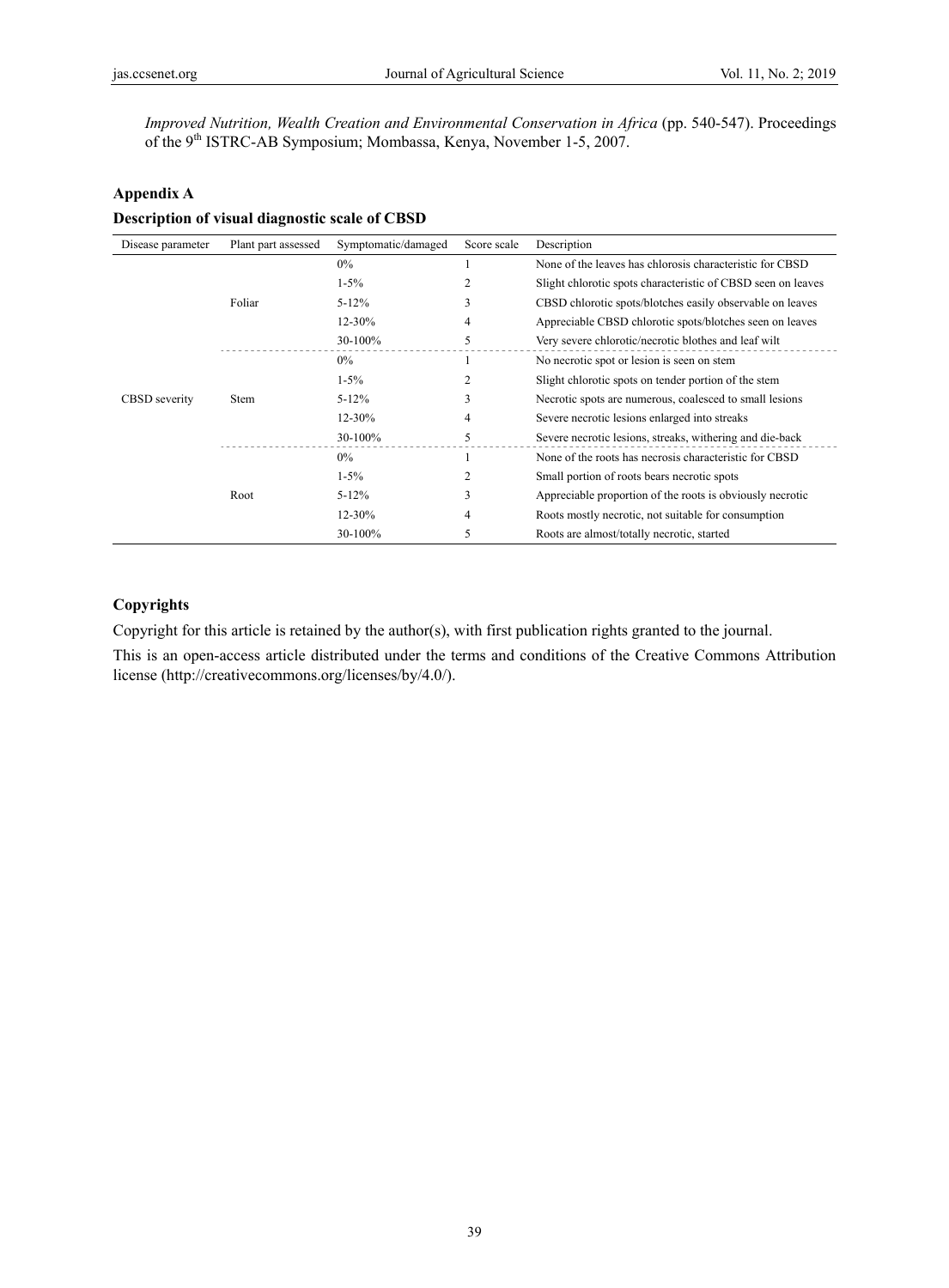*Improved Nutrition, Wealth Creation and Environmental Conservation in Africa* (pp. 540-547). Proceedings of the 9th ISTRC-AB Symposium; Mombassa, Kenya, November 1-5, 2007.

## Appendix A

**Description of visual diagnostic scale of CBSD**

| Disease parameter | Plant part assessed | Symptomatic/damaged | Score scale | Description |
|---|---|---|---|---|
| CBSD severity | Foliar | 0% | 1 | None of the leaves has chlorosis characteristic for CBSD |
| | | 1-5% | 2 | Slight chlorotic spots characteristic of CBSD seen on leaves |
| | | 5-12% | 3 | CBSD chlorotic spots/blotches easily observable on leaves |
| | | 12-30% | 4 | Appreciable CBSD chlorotic spots/blotches seen on leaves |
| | | 30-100% | 5 | Very severe chlorotic/necrotic blothes and leaf wilt |
| | Stem | 0% | 1 | No necrotic spot or lesion is seen on stem |
| | | 1-5% | 2 | Slight chlorotic spots on tender portion of the stem |
| | | 5-12% | 3 | Necrotic spots are numerous, coalesced to small lesions |
| | | 12-30% | 4 | Severe necrotic lesions enlarged into streaks |
| | | 30-100% | 5 | Severe necrotic lesions, streaks, withering and die-back |
| | Root | 0% | 1 | None of the roots has necrosis characteristic for CBSD |
| | | 1-5% | 2 | Small portion of roots bears necrotic spots |
| | | 5-12% | 3 | Appreciable proportion of the roots is obviously necrotic |
| | | 12-30% | 4 | Roots mostly necrotic, not suitable for consumption |
| | | 30-100% | 5 | Roots are almost/totally necrotic, started |

## Copyrights

Copyright for this article is retained by the author(s), with first publication rights granted to the journal.

This is an open-access article distributed under the terms and conditions of the Creative Commons Attribution license (http://creativecommons.org/licenses/by/4.0/).